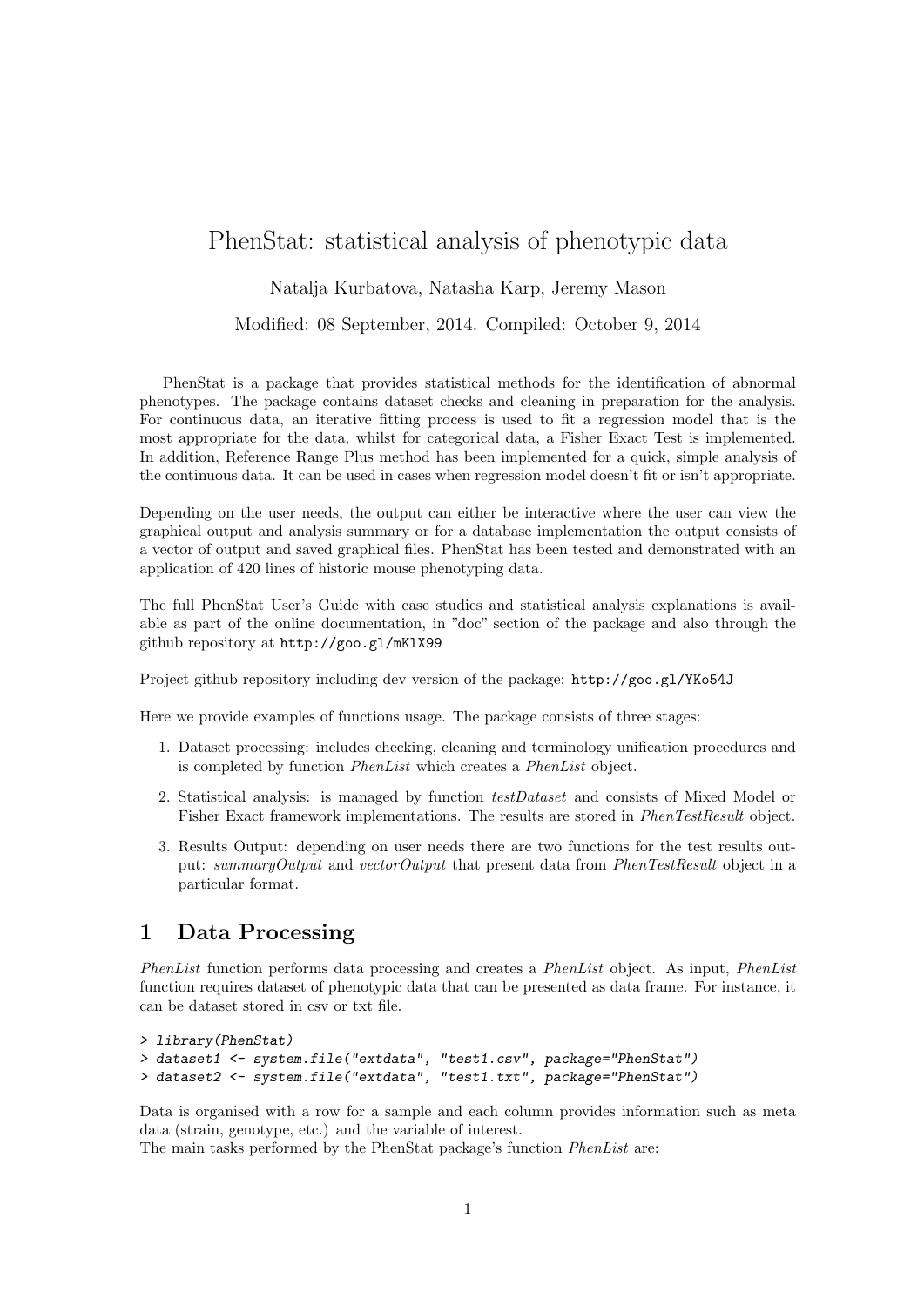# PhenStat: statistical analysis of phenotypic data

Natalja Kurbatova, Natasha Karp, Jeremy Mason

Modified: 08 September, 2014. Compiled: October 9, 2014

PhenStat is a package that provides statistical methods for the identification of abnormal phenotypes. The package contains dataset checks and cleaning in preparation for the analysis. For continuous data, an iterative fitting process is used to fit a regression model that is the most appropriate for the data, whilst for categorical data, a Fisher Exact Test is implemented. In addition, Reference Range Plus method has been implemented for a quick, simple analysis of the continuous data. It can be used in cases when regression model doesn't fit or isn't appropriate.

Depending on the user needs, the output can either be interactive where the user can view the graphical output and analysis summary or for a database implementation the output consists of a vector of output and saved graphical files. PhenStat has been tested and demonstrated with an application of 420 lines of historic mouse phenotyping data.

The full PhenStat User's Guide with case studies and statistical analysis explanations is available as part of the online documentation, in "doc" section of the package and also through the github repository at `http://goo.gl/mKlX99`

Project github repository including dev version of the package: `http://goo.gl/YKo54J`

Here we provide examples of functions usage. The package consists of three stages:

1. Dataset processing: includes checking, cleaning and terminology unification procedures and is completed by function *PhenList* which creates a *PhenList* object.
2. Statistical analysis: is managed by function *testDataset* and consists of Mixed Model or Fisher Exact framework implementations. The results are stored in *PhenTestResult* object.
3. Results Output: depending on user needs there are two functions for the test results output: *summaryOutput* and *vectorOutput* that present data from *PhenTestResult* object in a particular format.

## 1 Data Processing

*PhenList* function performs data processing and creates a *PhenList* object. As input, *PhenList* function requires dataset of phenotypic data that can be presented as data frame. For instance, it can be dataset stored in csv or txt file.

```
> library(PhenStat)
> dataset1 <- system.file("extdata", "test1.csv", package="PhenStat")
> dataset2 <- system.file("extdata", "test1.txt", package="PhenStat")
```

Data is organised with a row for a sample and each column provides information such as meta data (strain, genotype, etc.) and the variable of interest.
The main tasks performed by the PhenStat package's function *PhenList* are: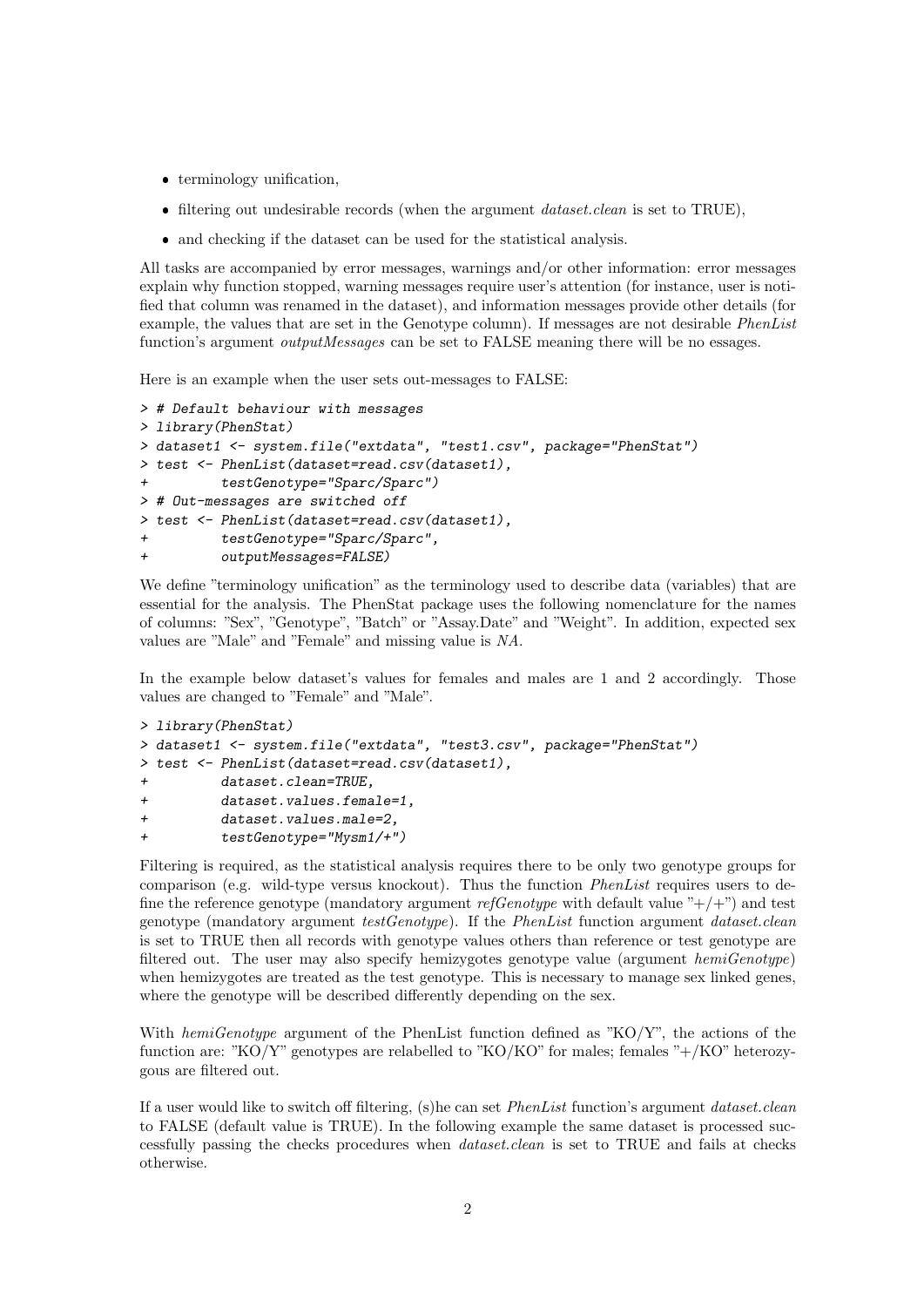- terminology unification,
- filtering out undesirable records (when the argument *dataset.clean* is set to TRUE),
- and checking if the dataset can be used for the statistical analysis.

All tasks are accompanied by error messages, warnings and/or other information: error messages explain why function stopped, warning messages require user's attention (for instance, user is notified that column was renamed in the dataset), and information messages provide other details (for example, the values that are set in the Genotype column). If messages are not desirable *PhenList* function's argument *outputMessages* can be set to FALSE meaning there will be no essages.

Here is an example when the user sets out-messages to FALSE:

```
> # Default behaviour with messages
> library(PhenStat)
> dataset1 <- system.file("extdata", "test1.csv", package="PhenStat")
> test <- PhenList(dataset=read.csv(dataset1),
+         testGenotype="Sparc/Sparc")
> # Out-messages are switched off
> test <- PhenList(dataset=read.csv(dataset1),
+         testGenotype="Sparc/Sparc",
+         outputMessages=FALSE)
```

We define "terminology unification" as the terminology used to describe data (variables) that are essential for the analysis. The PhenStat package uses the following nomenclature for the names of columns: "Sex", "Genotype", "Batch" or "Assay.Date" and "Weight". In addition, expected sex values are "Male" and "Female" and missing value is *NA*.

In the example below dataset's values for females and males are 1 and 2 accordingly. Those values are changed to "Female" and "Male".

```
> library(PhenStat)
> dataset1 <- system.file("extdata", "test3.csv", package="PhenStat")
> test <- PhenList(dataset=read.csv(dataset1),
+         dataset.clean=TRUE,
+         dataset.values.female=1,
+         dataset.values.male=2,
+         testGenotype="Mysm1/+")
```

Filtering is required, as the statistical analysis requires there to be only two genotype groups for comparison (e.g. wild-type versus knockout). Thus the function *PhenList* requires users to define the reference genotype (mandatory argument *refGenotype* with default value "+/+") and test genotype (mandatory argument *testGenotype*). If the *PhenList* function argument *dataset.clean* is set to TRUE then all records with genotype values others than reference or test genotype are filtered out. The user may also specify hemizygotes genotype value (argument *hemiGenotype*) when hemizygotes are treated as the test genotype. This is necessary to manage sex linked genes, where the genotype will be described differently depending on the sex.

With *hemiGenotype* argument of the PhenList function defined as "KO/Y", the actions of the function are: "KO/Y" genotypes are relabelled to "KO/KO" for males; females "+/KO" heterozygous are filtered out.

If a user would like to switch off filtering, (s)he can set *PhenList* function's argument *dataset.clean* to FALSE (default value is TRUE). In the following example the same dataset is processed successfully passing the checks procedures when *dataset.clean* is set to TRUE and fails at checks otherwise.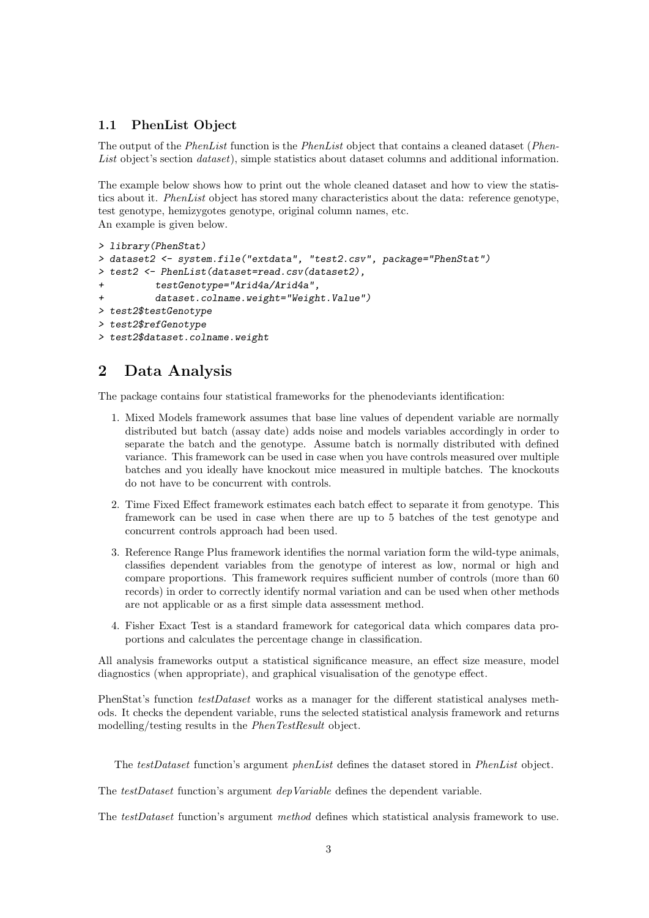### 1.1 PhenList Object

The output of the *PhenList* function is the *PhenList* object that contains a cleaned dataset (*PhenList* object's section *dataset*), simple statistics about dataset columns and additional information.

The example below shows how to print out the whole cleaned dataset and how to view the statistics about it. *PhenList* object has stored many characteristics about the data: reference genotype, test genotype, hemizygotes genotype, original column names, etc.
An example is given below.

```
> library(PhenStat)
> dataset2 <- system.file("extdata", "test2.csv", package="PhenStat")
> test2 <- PhenList(dataset=read.csv(dataset2),
+         testGenotype="Arid4a/Arid4a",
+         dataset.colname.weight="Weight.Value")
> test2$testGenotype
> test2$refGenotype
> test2$dataset.colname.weight
```

## 2 Data Analysis

The package contains four statistical frameworks for the phenodeviants identification:

1. Mixed Models framework assumes that base line values of dependent variable are normally distributed but batch (assay date) adds noise and models variables accordingly in order to separate the batch and the genotype. Assume batch is normally distributed with defined variance. This framework can be used in case when you have controls measured over multiple batches and you ideally have knockout mice measured in multiple batches. The knockouts do not have to be concurrent with controls.

2. Time Fixed Effect framework estimates each batch effect to separate it from genotype. This framework can be used in case when there are up to 5 batches of the test genotype and concurrent controls approach had been used.

3. Reference Range Plus framework identifies the normal variation form the wild-type animals, classifies dependent variables from the genotype of interest as low, normal or high and compare proportions. This framework requires sufficient number of controls (more than 60 records) in order to correctly identify normal variation and can be used when other methods are not applicable or as a first simple data assessment method.

4. Fisher Exact Test is a standard framework for categorical data which compares data proportions and calculates the percentage change in classification.

All analysis frameworks output a statistical significance measure, an effect size measure, model diagnostics (when appropriate), and graphical visualisation of the genotype effect.

PhenStat's function *testDataset* works as a manager for the different statistical analyses methods. It checks the dependent variable, runs the selected statistical analysis framework and returns modelling/testing results in the *PhenTestResult* object.

The *testDataset* function's argument *phenList* defines the dataset stored in *PhenList* object.

The *testDataset* function's argument *depVariable* defines the dependent variable.

The *testDataset* function's argument *method* defines which statistical analysis framework to use.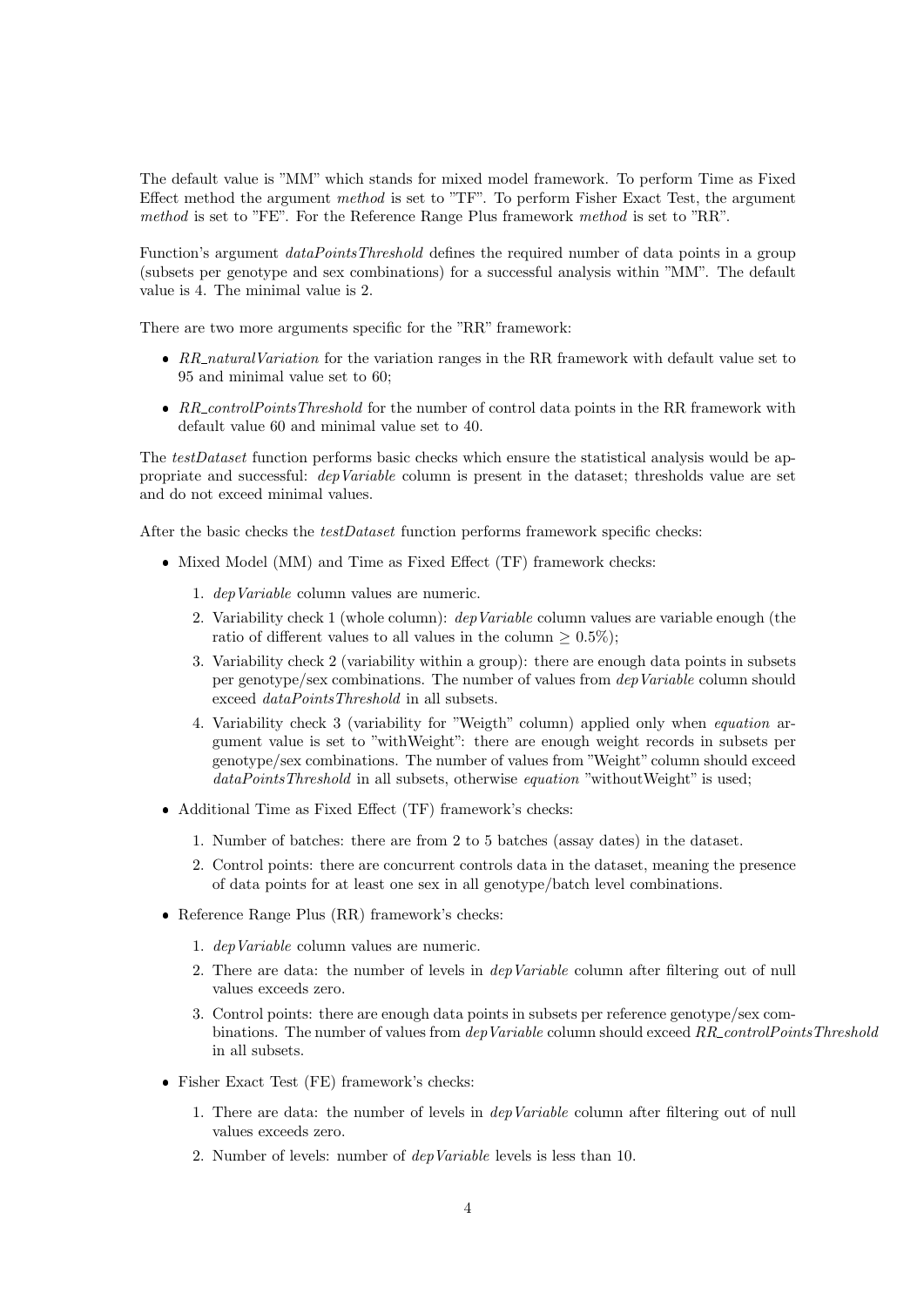The default value is "MM" which stands for mixed model framework. To perform Time as Fixed Effect method the argument *method* is set to "TF". To perform Fisher Exact Test, the argument *method* is set to "FE". For the Reference Range Plus framework *method* is set to "RR".

Function's argument *dataPointsThreshold* defines the required number of data points in a group (subsets per genotype and sex combinations) for a successful analysis within "MM". The default value is 4. The minimal value is 2.

There are two more arguments specific for the "RR" framework:

- *RR_naturalVariation* for the variation ranges in the RR framework with default value set to 95 and minimal value set to 60;
- *RR_controlPointsThreshold* for the number of control data points in the RR framework with default value 60 and minimal value set to 40.

The *testDataset* function performs basic checks which ensure the statistical analysis would be appropriate and successful: *depVariable* column is present in the dataset; thresholds value are set and do not exceed minimal values.

After the basic checks the *testDataset* function performs framework specific checks:

- Mixed Model (MM) and Time as Fixed Effect (TF) framework checks:
  1. *depVariable* column values are numeric.
  2. Variability check 1 (whole column): *depVariable* column values are variable enough (the ratio of different values to all values in the column $\geq 0.5\%$);
  3. Variability check 2 (variability within a group): there are enough data points in subsets per genotype/sex combinations. The number of values from *depVariable* column should exceed *dataPointsThreshold* in all subsets.
  4. Variability check 3 (variability for "Weigth" column) applied only when *equation* argument value is set to "withWeight": there are enough weight records in subsets per genotype/sex combinations. The number of values from "Weight" column should exceed *dataPointsThreshold* in all subsets, otherwise *equation* "withoutWeight" is used;
- Additional Time as Fixed Effect (TF) framework's checks:
  1. Number of batches: there are from 2 to 5 batches (assay dates) in the dataset.
  2. Control points: there are concurrent controls data in the dataset, meaning the presence of data points for at least one sex in all genotype/batch level combinations.
- Reference Range Plus (RR) framework's checks:
  1. *depVariable* column values are numeric.
  2. There are data: the number of levels in *depVariable* column after filtering out of null values exceeds zero.
  3. Control points: there are enough data points in subsets per reference genotype/sex combinations. The number of values from *depVariable* column should exceed *RR_controlPointsThreshold* in all subsets.
- Fisher Exact Test (FE) framework's checks:
  1. There are data: the number of levels in *depVariable* column after filtering out of null values exceeds zero.
  2. Number of levels: number of *depVariable* levels is less than 10.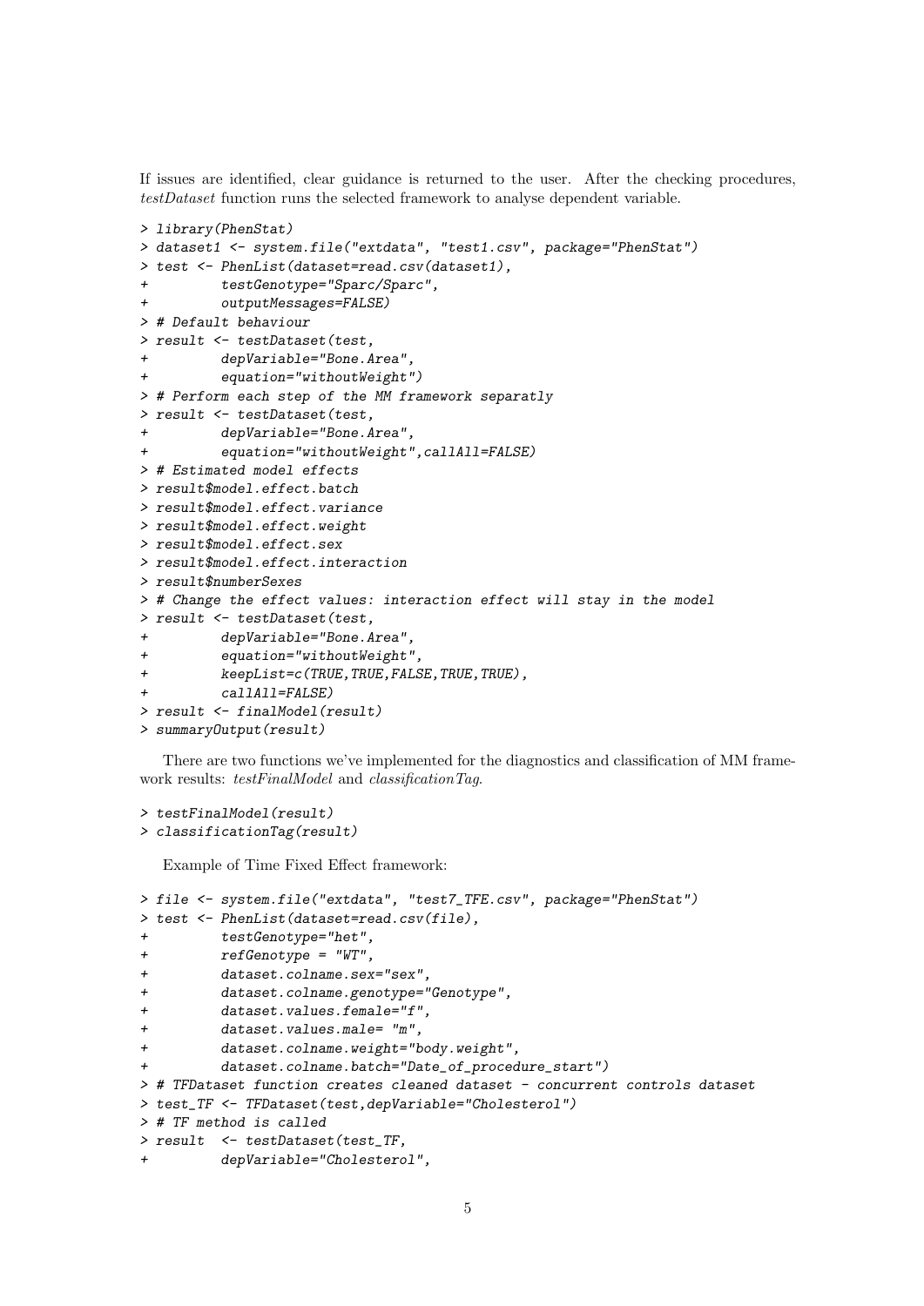If issues are identified, clear guidance is returned to the user. After the checking procedures, *testDataset* function runs the selected framework to analyse dependent variable.

```
> library(PhenStat)
> dataset1 <- system.file("extdata", "test1.csv", package="PhenStat")
> test <- PhenList(dataset=read.csv(dataset1),
+         testGenotype="Sparc/Sparc",
+         outputMessages=FALSE)
> # Default behaviour
> result <- testDataset(test,
+         depVariable="Bone.Area",
+         equation="withoutWeight")
> # Perform each step of the MM framework separatly
> result <- testDataset(test,
+         depVariable="Bone.Area",
+         equation="withoutWeight",callAll=FALSE)
> # Estimated model effects
> result$model.effect.batch
> result$model.effect.variance
> result$model.effect.weight
> result$model.effect.sex
> result$model.effect.interaction
> result$numberSexes
> # Change the effect values: interaction effect will stay in the model
> result <- testDataset(test,
+         depVariable="Bone.Area",
+         equation="withoutWeight",
+         keepList=c(TRUE,TRUE,FALSE,TRUE,TRUE),
+         callAll=FALSE)
> result <- finalModel(result)
> summaryOutput(result)
```

There are two functions we've implemented for the diagnostics and classification of MM framework results: *testFinalModel* and *classificationTag*.

```
> testFinalModel(result)
> classificationTag(result)
```

Example of Time Fixed Effect framework:

```
> file <- system.file("extdata", "test7_TFE.csv", package="PhenStat")
> test <- PhenList(dataset=read.csv(file),
+         testGenotype="het",
+         refGenotype = "WT",
+         dataset.colname.sex="sex",
+         dataset.colname.genotype="Genotype",
+         dataset.values.female="f",
+         dataset.values.male= "m",
+         dataset.colname.weight="body.weight",
+         dataset.colname.batch="Date_of_procedure_start")
> # TFDataset function creates cleaned dataset - concurrent controls dataset
> test_TF <- TFDataset(test,depVariable="Cholesterol")
> # TF method is called
> result  <- testDataset(test_TF,
+         depVariable="Cholesterol",
```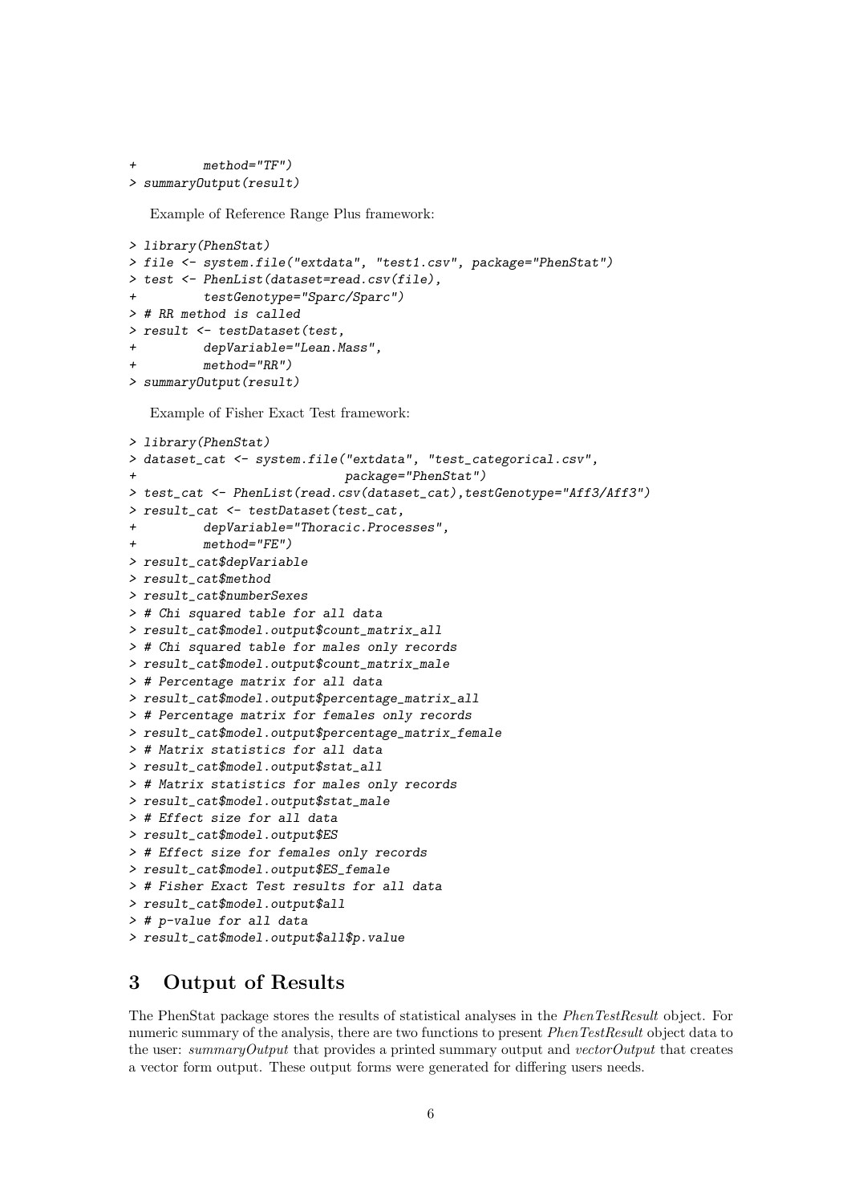```
+         method="TF")
> summaryOutput(result)
```

Example of Reference Range Plus framework:

```
> library(PhenStat)
> file <- system.file("extdata", "test1.csv", package="PhenStat")
> test <- PhenList(dataset=read.csv(file),
+         testGenotype="Sparc/Sparc")
> # RR method is called
> result <- testDataset(test,
+         depVariable="Lean.Mass",
+         method="RR")
> summaryOutput(result)
```

Example of Fisher Exact Test framework:

```
> library(PhenStat)
> dataset_cat <- system.file("extdata", "test_categorical.csv",
+                            package="PhenStat")
> test_cat <- PhenList(read.csv(dataset_cat),testGenotype="Aff3/Aff3")
> result_cat <- testDataset(test_cat,
+         depVariable="Thoracic.Processes",
+         method="FE")
> result_cat$depVariable
> result_cat$method
> result_cat$numberSexes
> # Chi squared table for all data
> result_cat$model.output$count_matrix_all
> # Chi squared table for males only records
> result_cat$model.output$count_matrix_male
> # Percentage matrix for all data
> result_cat$model.output$percentage_matrix_all
> # Percentage matrix for females only records
> result_cat$model.output$percentage_matrix_female
> # Matrix statistics for all data
> result_cat$model.output$stat_all
> # Matrix statistics for males only records
> result_cat$model.output$stat_male
> # Effect size for all data
> result_cat$model.output$ES
> # Effect size for females only records
> result_cat$model.output$ES_female
> # Fisher Exact Test results for all data
> result_cat$model.output$all
> # p-value for all data
> result_cat$model.output$all$p.value
```

## 3 Output of Results

The PhenStat package stores the results of statistical analyses in the *PhenTestResult* object. For numeric summary of the analysis, there are two functions to present *PhenTestResult* object data to the user: *summaryOutput* that provides a printed summary output and *vectorOutput* that creates a vector form output. These output forms were generated for differing users needs.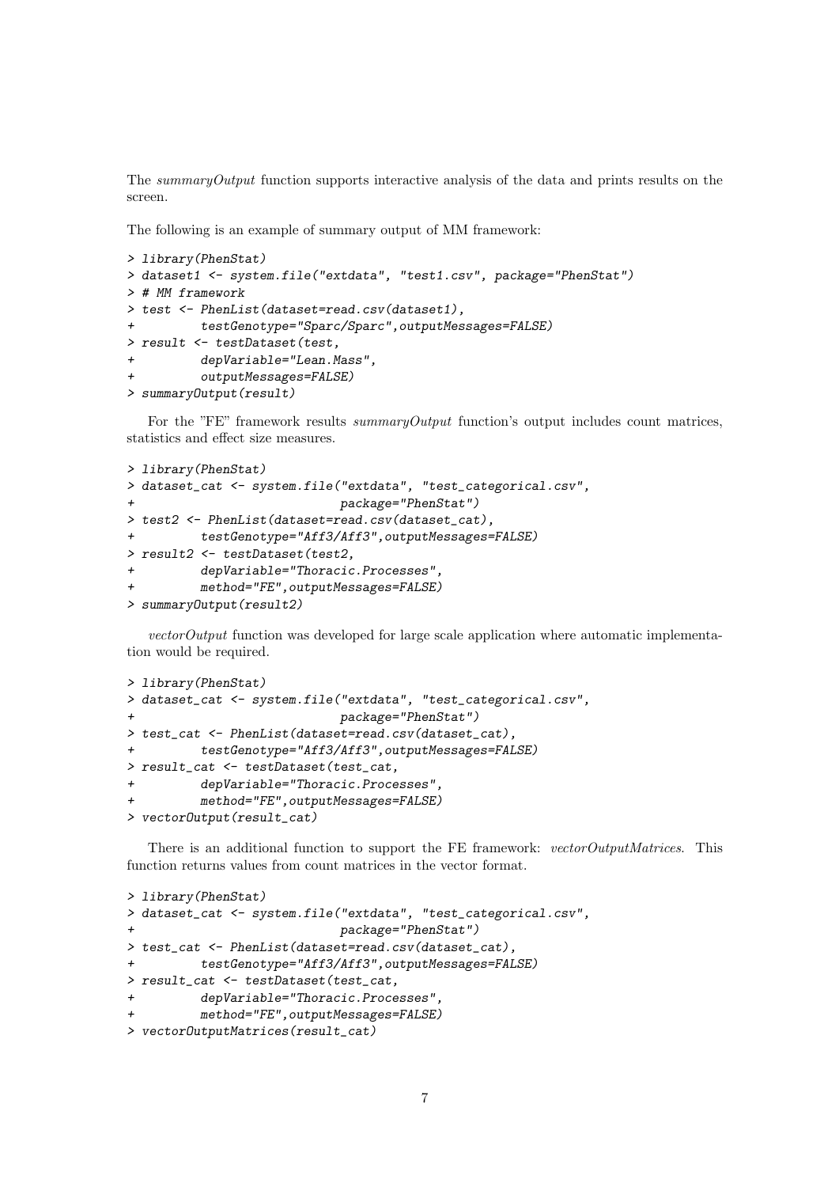The *summaryOutput* function supports interactive analysis of the data and prints results on the screen.

The following is an example of summary output of MM framework:

```
> library(PhenStat)
> dataset1 <- system.file("extdata", "test1.csv", package="PhenStat")
> # MM framework
> test <- PhenList(dataset=read.csv(dataset1),
+         testGenotype="Sparc/Sparc",outputMessages=FALSE)
> result <- testDataset(test,
+         depVariable="Lean.Mass",
+         outputMessages=FALSE)
> summaryOutput(result)
```

For the "FE" framework results *summaryOutput* function's output includes count matrices, statistics and effect size measures.

```
> library(PhenStat)
> dataset_cat <- system.file("extdata", "test_categorical.csv",
+                           package="PhenStat")
> test2 <- PhenList(dataset=read.csv(dataset_cat),
+         testGenotype="Aff3/Aff3",outputMessages=FALSE)
> result2 <- testDataset(test2,
+         depVariable="Thoracic.Processes",
+         method="FE",outputMessages=FALSE)
> summaryOutput(result2)
```

*vectorOutput* function was developed for large scale application where automatic implementation would be required.

```
> library(PhenStat)
> dataset_cat <- system.file("extdata", "test_categorical.csv",
+                           package="PhenStat")
> test_cat <- PhenList(dataset=read.csv(dataset_cat),
+         testGenotype="Aff3/Aff3",outputMessages=FALSE)
> result_cat <- testDataset(test_cat,
+         depVariable="Thoracic.Processes",
+         method="FE",outputMessages=FALSE)
> vectorOutput(result_cat)
```

There is an additional function to support the FE framework: *vectorOutputMatrices*. This function returns values from count matrices in the vector format.

```
> library(PhenStat)
> dataset_cat <- system.file("extdata", "test_categorical.csv",
+                           package="PhenStat")
> test_cat <- PhenList(dataset=read.csv(dataset_cat),
+         testGenotype="Aff3/Aff3",outputMessages=FALSE)
> result_cat <- testDataset(test_cat,
+         depVariable="Thoracic.Processes",
+         method="FE",outputMessages=FALSE)
> vectorOutputMatrices(result_cat)
```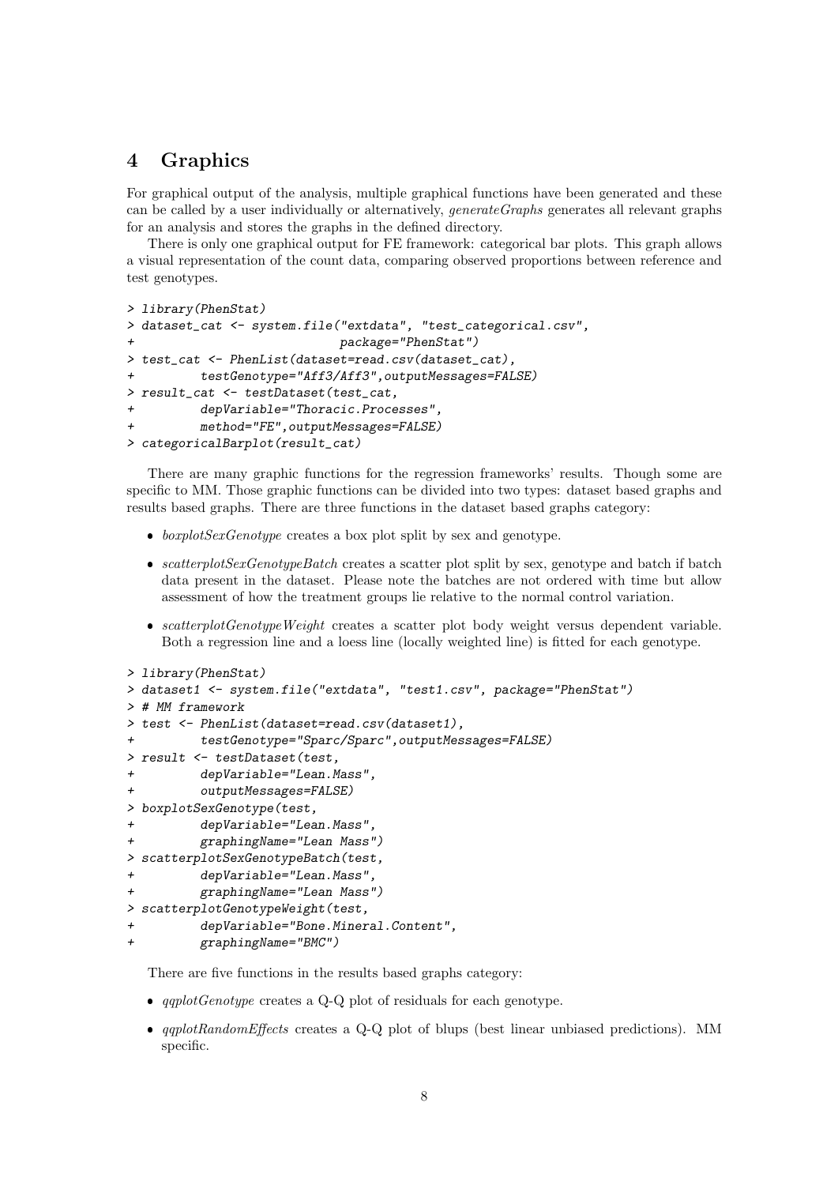# 4 Graphics

For graphical output of the analysis, multiple graphical functions have been generated and these can be called by a user individually or alternatively, *generateGraphs* generates all relevant graphs for an analysis and stores the graphs in the defined directory.

There is only one graphical output for FE framework: categorical bar plots. This graph allows a visual representation of the count data, comparing observed proportions between reference and test genotypes.

```
> library(PhenStat)
> dataset_cat <- system.file("extdata", "test_categorical.csv",
+                            package="PhenStat")
> test_cat <- PhenList(dataset=read.csv(dataset_cat),
+         testGenotype="Aff3/Aff3",outputMessages=FALSE)
> result_cat <- testDataset(test_cat,
+         depVariable="Thoracic.Processes",
+         method="FE",outputMessages=FALSE)
> categoricalBarplot(result_cat)
```

There are many graphic functions for the regression frameworks' results. Though some are specific to MM. Those graphic functions can be divided into two types: dataset based graphs and results based graphs. There are three functions in the dataset based graphs category:

- *boxplotSexGenotype* creates a box plot split by sex and genotype.
- *scatterplotSexGenotypeBatch* creates a scatter plot split by sex, genotype and batch if batch data present in the dataset. Please note the batches are not ordered with time but allow assessment of how the treatment groups lie relative to the normal control variation.
- *scatterplotGenotypeWeight* creates a scatter plot body weight versus dependent variable. Both a regression line and a loess line (locally weighted line) is fitted for each genotype.

```
> library(PhenStat)
> dataset1 <- system.file("extdata", "test1.csv", package="PhenStat")
> # MM framework
> test <- PhenList(dataset=read.csv(dataset1),
+         testGenotype="Sparc/Sparc",outputMessages=FALSE)
> result <- testDataset(test,
+         depVariable="Lean.Mass",
+         outputMessages=FALSE)
> boxplotSexGenotype(test,
+         depVariable="Lean.Mass",
+         graphingName="Lean Mass")
> scatterplotSexGenotypeBatch(test,
+         depVariable="Lean.Mass",
+         graphingName="Lean Mass")
> scatterplotGenotypeWeight(test,
+         depVariable="Bone.Mineral.Content",
+         graphingName="BMC")
```

There are five functions in the results based graphs category:

- *qqplotGenotype* creates a Q-Q plot of residuals for each genotype.
- *qqplotRandomEffects* creates a Q-Q plot of blups (best linear unbiased predictions). MM specific.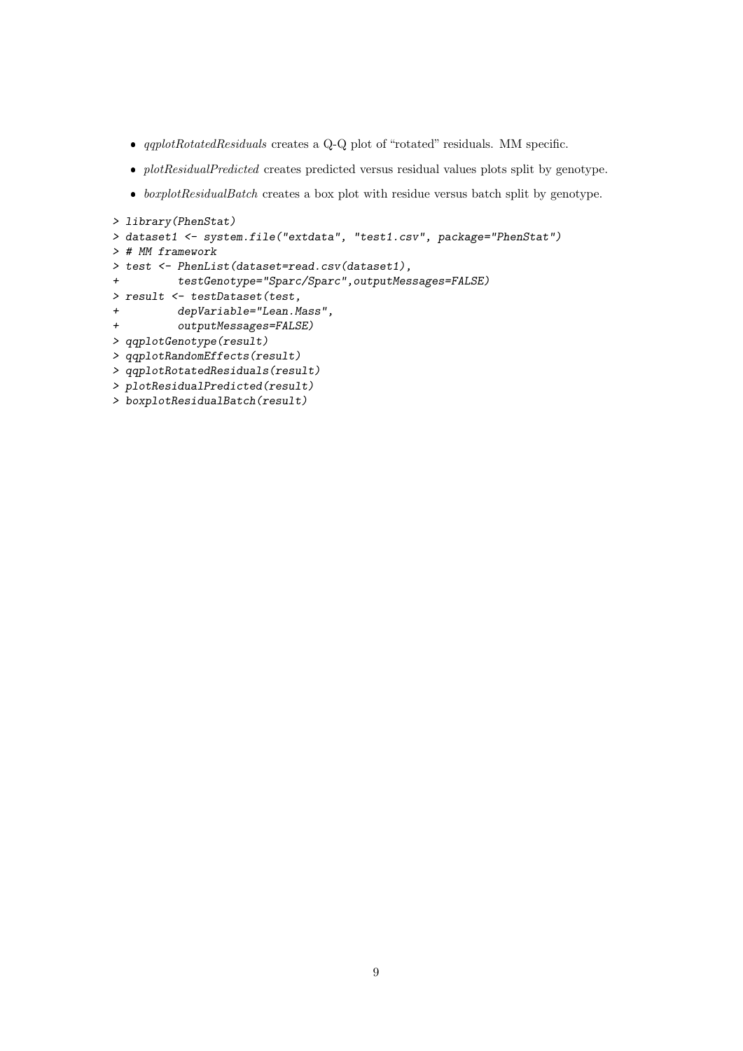- *qqplotRotatedResiduals* creates a Q-Q plot of "rotated" residuals. MM specific.
- *plotResidualPredicted* creates predicted versus residual values plots split by genotype.
- *boxplotResidualBatch* creates a box plot with residue versus batch split by genotype.

```
> library(PhenStat)
> dataset1 <- system.file("extdata", "test1.csv", package="PhenStat")
> # MM framework
> test <- PhenList(dataset=read.csv(dataset1),
+         testGenotype="Sparc/Sparc",outputMessages=FALSE)
> result <- testDataset(test,
+         depVariable="Lean.Mass",
+         outputMessages=FALSE)
> qqplotGenotype(result)
> qqplotRandomEffects(result)
> qqplotRotatedResiduals(result)
> plotResidualPredicted(result)
> boxplotResidualBatch(result)
```